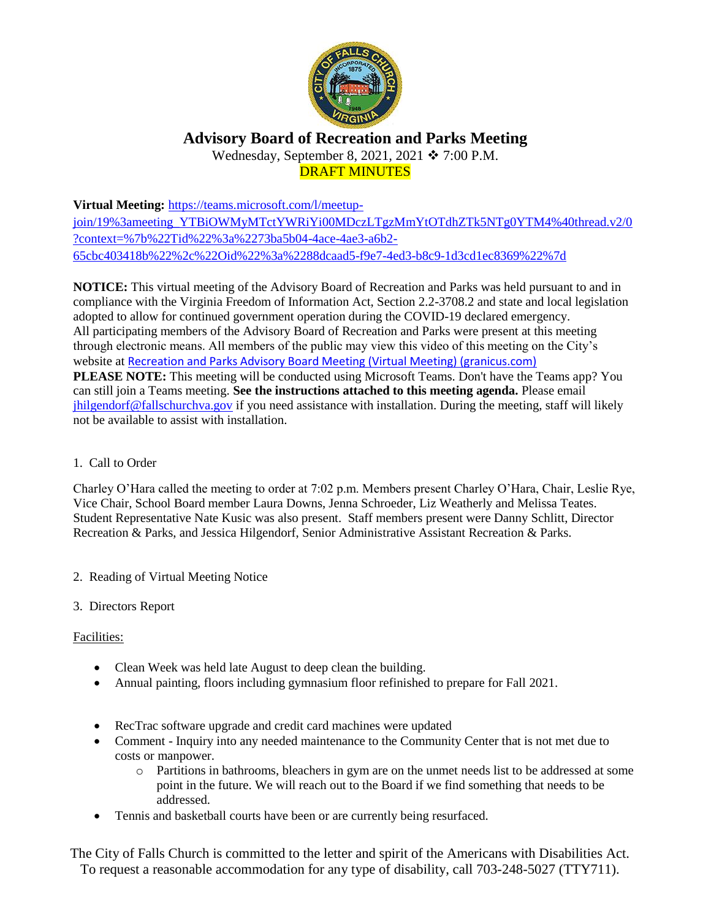# Advisory Board of Recreation and Parks Meeting

Wednesday, September 8, 2021, 2021 ❖ 7:00 P.M.

DRAFT MINUTES

**Virtual Meeting:** [https://teams.microsoft.com/l/meetup-join/19%3ameeting_YTBiOWMyMTctYWRiYi00MDczLTgzMmYtOTdhZTk5NTg0YTM4%40thread.v2/0?context=%7b%22Tid%22%3a%2273ba5b04-4ace-4ae3-a6b2-65cbc403418b%22%2c%22Oid%22%3a%2288dcaad5-f9e7-4ed3-b8c9-1d3cd1ec8369%22%7d](https://teams.microsoft.com/l/meetup-join/19%3ameeting_YTBiOWMyMTctYWRiYi00MDczLTgzMmYtOTdhZTk5NTg0YTM4%40thread.v2/0?context=%7b%22Tid%22%3a%2273ba5b04-4ace-4ae3-a6b2-65cbc403418b%22%2c%22Oid%22%3a%2288dcaad5-f9e7-4ed3-b8c9-1d3cd1ec8369%22%7d)

**NOTICE:** This virtual meeting of the Advisory Board of Recreation and Parks was held pursuant to and in compliance with the Virginia Freedom of Information Act, Section 2.2-3708.2 and state and local legislation adopted to allow for continued government operation during the COVID-19 declared emergency. All participating members of the Advisory Board of Recreation and Parks were present at this meeting through electronic means. All members of the public may view this video of this meeting on the City's website at Recreation and Parks Advisory Board Meeting (Virtual Meeting) (granicus.com)

**PLEASE NOTE:** This meeting will be conducted using Microsoft Teams. Don't have the Teams app? You can still join a Teams meeting. **See the instructions attached to this meeting agenda.** Please email jhilgendorf@fallschurchva.gov if you need assistance with installation. During the meeting, staff will likely not be available to assist with installation.

1. Call to Order

Charley O'Hara called the meeting to order at 7:02 p.m. Members present Charley O'Hara, Chair, Leslie Rye, Vice Chair, School Board member Laura Downs, Jenna Schroeder, Liz Weatherly and Melissa Teates. Student Representative Nate Kusic was also present. Staff members present were Danny Schlitt, Director Recreation & Parks, and Jessica Hilgendorf, Senior Administrative Assistant Recreation & Parks.

2. Reading of Virtual Meeting Notice

3. Directors Report

Facilities:

- Clean Week was held late August to deep clean the building.
- Annual painting, floors including gymnasium floor refinished to prepare for Fall 2021.
- RecTrac software upgrade and credit card machines were updated
- Comment - Inquiry into any needed maintenance to the Community Center that is not met due to costs or manpower.
  - Partitions in bathrooms, bleachers in gym are on the unmet needs list to be addressed at some point in the future. We will reach out to the Board if we find something that needs to be addressed.
- Tennis and basketball courts have been or are currently being resurfaced.

The City of Falls Church is committed to the letter and spirit of the Americans with Disabilities Act. To request a reasonable accommodation for any type of disability, call 703-248-5027 (TTY711).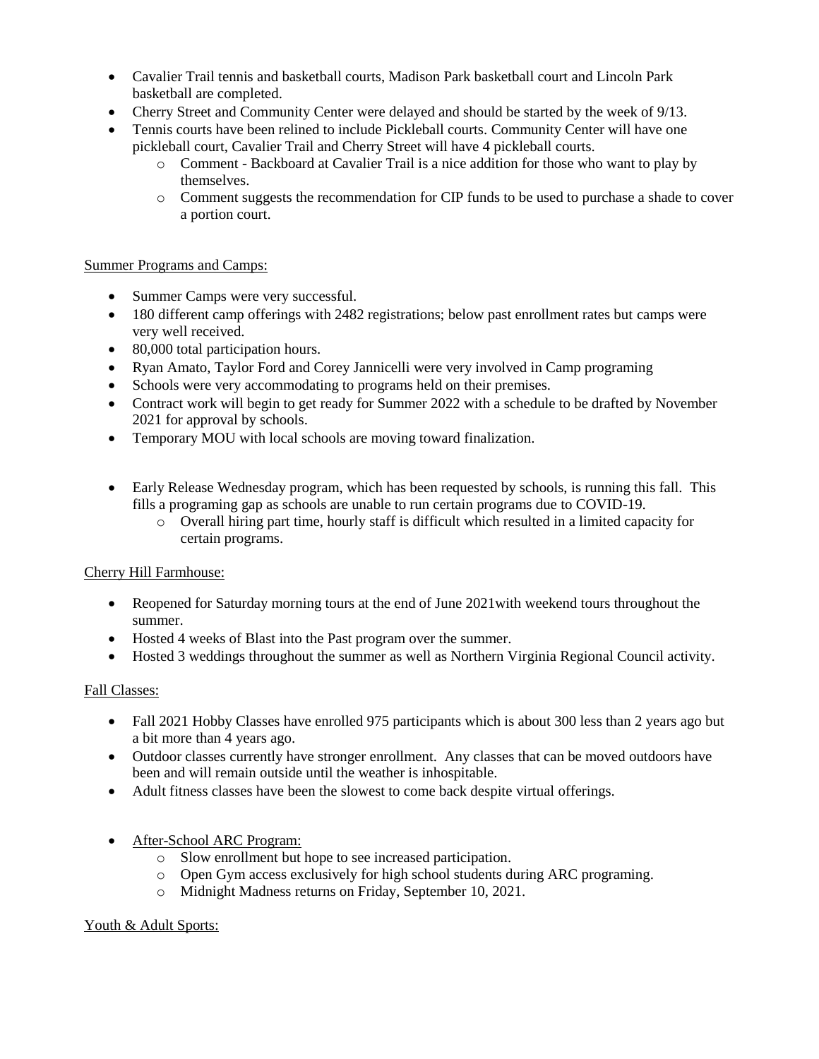- Cavalier Trail tennis and basketball courts, Madison Park basketball court and Lincoln Park basketball are completed.
- Cherry Street and Community Center were delayed and should be started by the week of 9/13.
- Tennis courts have been relined to include Pickleball courts. Community Center will have one pickleball court, Cavalier Trail and Cherry Street will have 4 pickleball courts.
    - Comment - Backboard at Cavalier Trail is a nice addition for those who want to play by themselves.
    - Comment suggests the recommendation for CIP funds to be used to purchase a shade to cover a portion court.

Summer Programs and Camps:

- Summer Camps were very successful.
- 180 different camp offerings with 2482 registrations; below past enrollment rates but camps were very well received.
- 80,000 total participation hours.
- Ryan Amato, Taylor Ford and Corey Jannicelli were very involved in Camp programing
- Schools were very accommodating to programs held on their premises.
- Contract work will begin to get ready for Summer 2022 with a schedule to be drafted by November 2021 for approval by schools.
- Temporary MOU with local schools are moving toward finalization.

- Early Release Wednesday program, which has been requested by schools, is running this fall. This fills a programing gap as schools are unable to run certain programs due to COVID-19.
    - Overall hiring part time, hourly staff is difficult which resulted in a limited capacity for certain programs.

Cherry Hill Farmhouse:

- Reopened for Saturday morning tours at the end of June 2021with weekend tours throughout the summer.
- Hosted 4 weeks of Blast into the Past program over the summer.
- Hosted 3 weddings throughout the summer as well as Northern Virginia Regional Council activity.

Fall Classes:

- Fall 2021 Hobby Classes have enrolled 975 participants which is about 300 less than 2 years ago but a bit more than 4 years ago.
- Outdoor classes currently have stronger enrollment. Any classes that can be moved outdoors have been and will remain outside until the weather is inhospitable.
- Adult fitness classes have been the slowest to come back despite virtual offerings.

- After-School ARC Program:
    - Slow enrollment but hope to see increased participation.
    - Open Gym access exclusively for high school students during ARC programing.
    - Midnight Madness returns on Friday, September 10, 2021.

Youth & Adult Sports: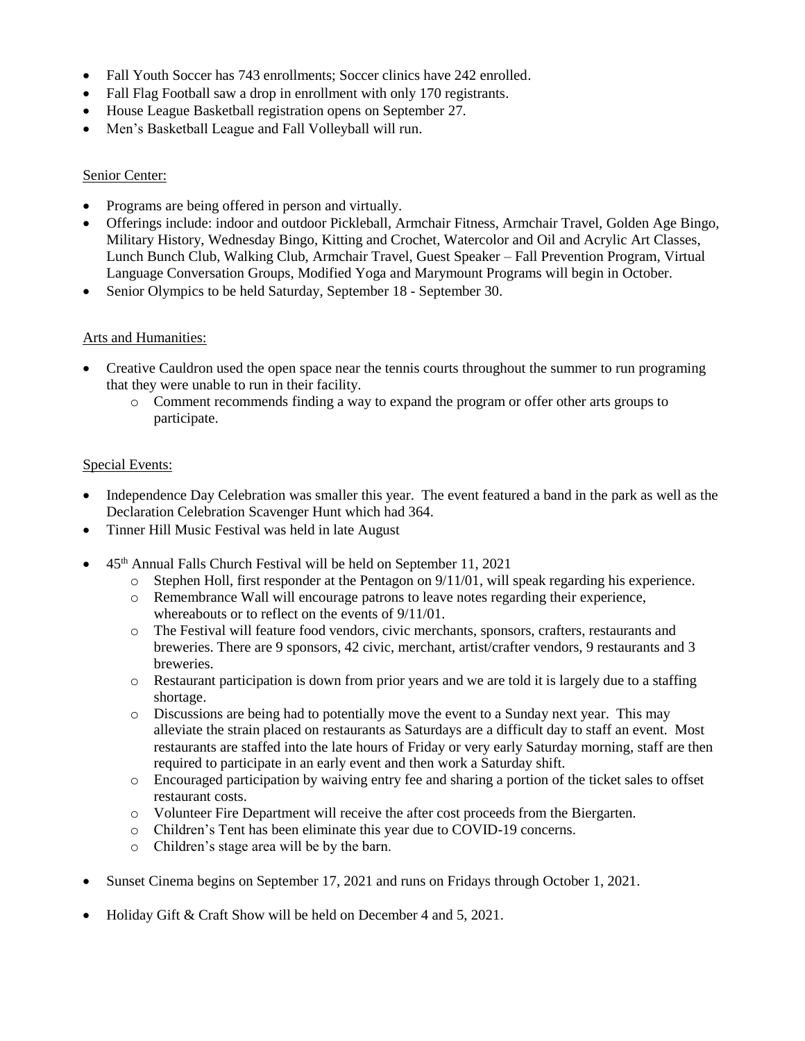- Fall Youth Soccer has 743 enrollments; Soccer clinics have 242 enrolled.
- Fall Flag Football saw a drop in enrollment with only 170 registrants.
- House League Basketball registration opens on September 27.
- Men's Basketball League and Fall Volleyball will run.

Senior Center:

- Programs are being offered in person and virtually.
- Offerings include: indoor and outdoor Pickleball, Armchair Fitness, Armchair Travel, Golden Age Bingo, Military History, Wednesday Bingo, Kitting and Crochet, Watercolor and Oil and Acrylic Art Classes, Lunch Bunch Club, Walking Club, Armchair Travel, Guest Speaker – Fall Prevention Program, Virtual Language Conversation Groups, Modified Yoga and Marymount Programs will begin in October.
- Senior Olympics to be held Saturday, September 18 - September 30.

Arts and Humanities:

- Creative Cauldron used the open space near the tennis courts throughout the summer to run programing that they were unable to run in their facility.
    - Comment recommends finding a way to expand the program or offer other arts groups to participate.

Special Events:

- Independence Day Celebration was smaller this year. The event featured a band in the park as well as the Declaration Celebration Scavenger Hunt which had 364.
- Tinner Hill Music Festival was held in late August
- 45th Annual Falls Church Festival will be held on September 11, 2021
    - Stephen Holl, first responder at the Pentagon on 9/11/01, will speak regarding his experience.
    - Remembrance Wall will encourage patrons to leave notes regarding their experience, whereabouts or to reflect on the events of 9/11/01.
    - The Festival will feature food vendors, civic merchants, sponsors, crafters, restaurants and breweries. There are 9 sponsors, 42 civic, merchant, artist/crafter vendors, 9 restaurants and 3 breweries.
    - Restaurant participation is down from prior years and we are told it is largely due to a staffing shortage.
    - Discussions are being had to potentially move the event to a Sunday next year. This may alleviate the strain placed on restaurants as Saturdays are a difficult day to staff an event. Most restaurants are staffed into the late hours of Friday or very early Saturday morning, staff are then required to participate in an early event and then work a Saturday shift.
    - Encouraged participation by waiving entry fee and sharing a portion of the ticket sales to offset restaurant costs.
    - Volunteer Fire Department will receive the after cost proceeds from the Biergarten.
    - Children's Tent has been eliminate this year due to COVID-19 concerns.
    - Children's stage area will be by the barn.
- Sunset Cinema begins on September 17, 2021 and runs on Fridays through October 1, 2021.
- Holiday Gift & Craft Show will be held on December 4 and 5, 2021.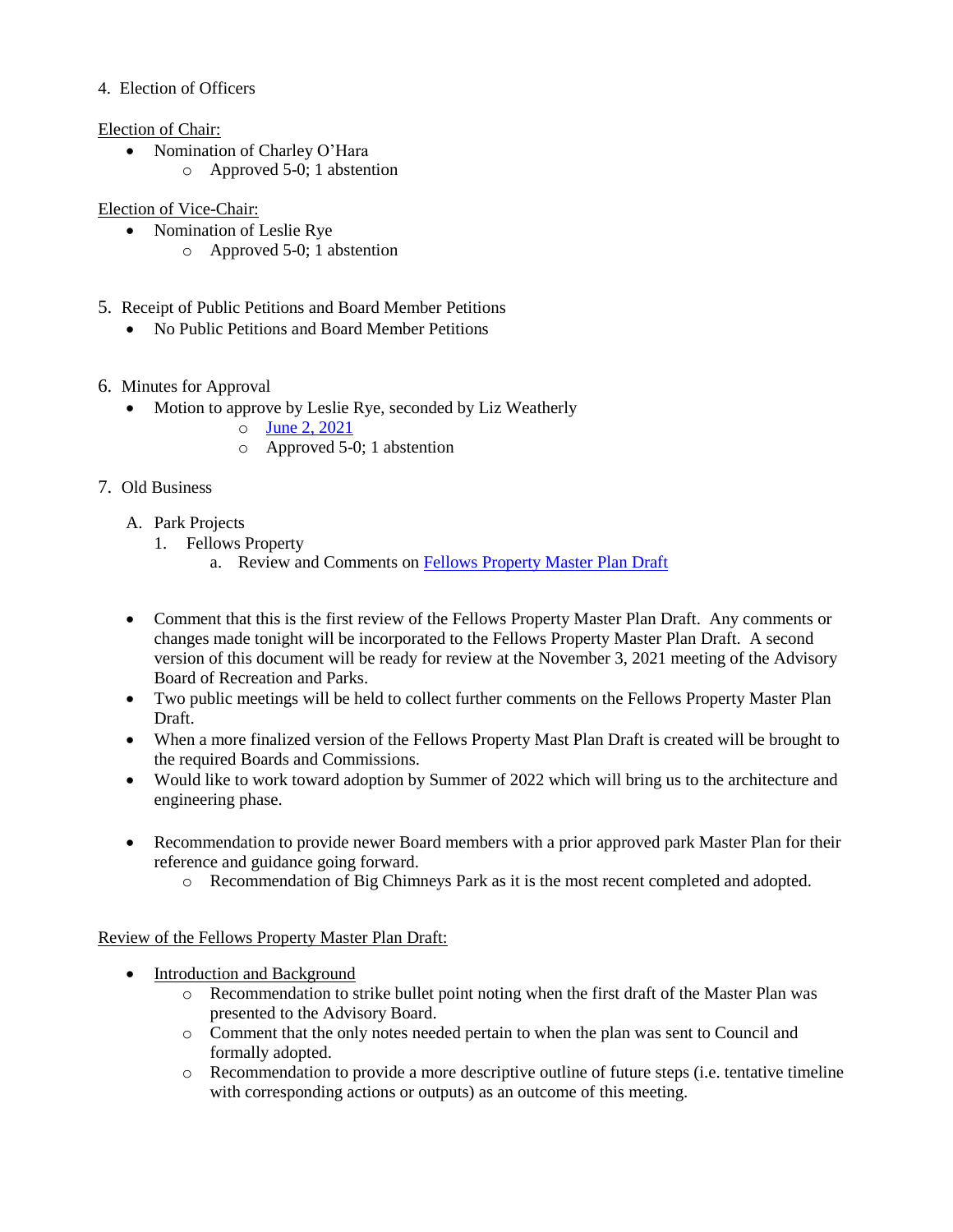4. Election of Officers

Election of Chair:

- Nomination of Charley O'Hara
    - Approved 5-0; 1 abstention

Election of Vice-Chair:

- Nomination of Leslie Rye
    - Approved 5-0; 1 abstention

5. Receipt of Public Petitions and Board Member Petitions
    - No Public Petitions and Board Member Petitions

6. Minutes for Approval
    - Motion to approve by Leslie Rye, seconded by Liz Weatherly
        - June 2, 2021
        - Approved 5-0; 1 abstention

7. Old Business

    A. Park Projects
        1. Fellows Property
            a. Review and Comments on Fellows Property Master Plan Draft

- Comment that this is the first review of the Fellows Property Master Plan Draft. Any comments or changes made tonight will be incorporated to the Fellows Property Master Plan Draft. A second version of this document will be ready for review at the November 3, 2021 meeting of the Advisory Board of Recreation and Parks.
- Two public meetings will be held to collect further comments on the Fellows Property Master Plan Draft.
- When a more finalized version of the Fellows Property Mast Plan Draft is created will be brought to the required Boards and Commissions.
- Would like to work toward adoption by Summer of 2022 which will bring us to the architecture and engineering phase.

- Recommendation to provide newer Board members with a prior approved park Master Plan for their reference and guidance going forward.
    - Recommendation of Big Chimneys Park as it is the most recent completed and adopted.

Review of the Fellows Property Master Plan Draft:

- Introduction and Background
    - Recommendation to strike bullet point noting when the first draft of the Master Plan was presented to the Advisory Board.
    - Comment that the only notes needed pertain to when the plan was sent to Council and formally adopted.
    - Recommendation to provide a more descriptive outline of future steps (i.e. tentative timeline with corresponding actions or outputs) as an outcome of this meeting.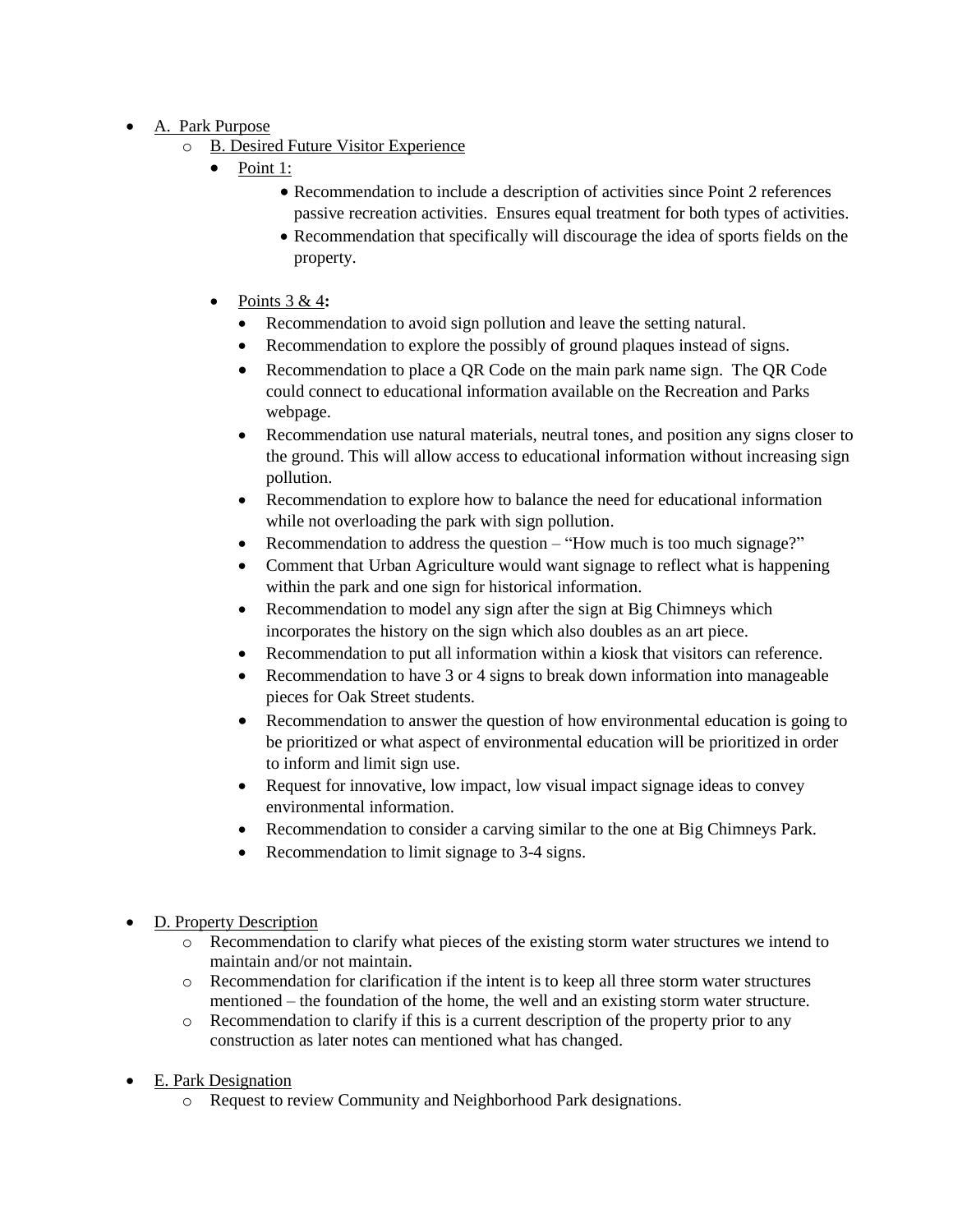- A. Park Purpose
    - B. Desired Future Visitor Experience
        - Point 1:
            - Recommendation to include a description of activities since Point 2 references passive recreation activities. Ensures equal treatment for both types of activities.
            - Recommendation that specifically will discourage the idea of sports fields on the property.
        - Points 3 & 4**:**
            - Recommendation to avoid sign pollution and leave the setting natural.
            - Recommendation to explore the possibly of ground plaques instead of signs.
            - Recommendation to place a QR Code on the main park name sign. The QR Code could connect to educational information available on the Recreation and Parks webpage.
            - Recommendation use natural materials, neutral tones, and position any signs closer to the ground. This will allow access to educational information without increasing sign pollution.
            - Recommendation to explore how to balance the need for educational information while not overloading the park with sign pollution.
            - Recommendation to address the question – "How much is too much signage?"
            - Comment that Urban Agriculture would want signage to reflect what is happening within the park and one sign for historical information.
            - Recommendation to model any sign after the sign at Big Chimneys which incorporates the history on the sign which also doubles as an art piece.
            - Recommendation to put all information within a kiosk that visitors can reference.
            - Recommendation to have 3 or 4 signs to break down information into manageable pieces for Oak Street students.
            - Recommendation to answer the question of how environmental education is going to be prioritized or what aspect of environmental education will be prioritized in order to inform and limit sign use.
            - Request for innovative, low impact, low visual impact signage ideas to convey environmental information.
            - Recommendation to consider a carving similar to the one at Big Chimneys Park.
            - Recommendation to limit signage to 3-4 signs.

- D. Property Description
    - Recommendation to clarify what pieces of the existing storm water structures we intend to maintain and/or not maintain.
    - Recommendation for clarification if the intent is to keep all three storm water structures mentioned – the foundation of the home, the well and an existing storm water structure.
    - Recommendation to clarify if this is a current description of the property prior to any construction as later notes can mentioned what has changed.

- E. Park Designation
    - Request to review Community and Neighborhood Park designations.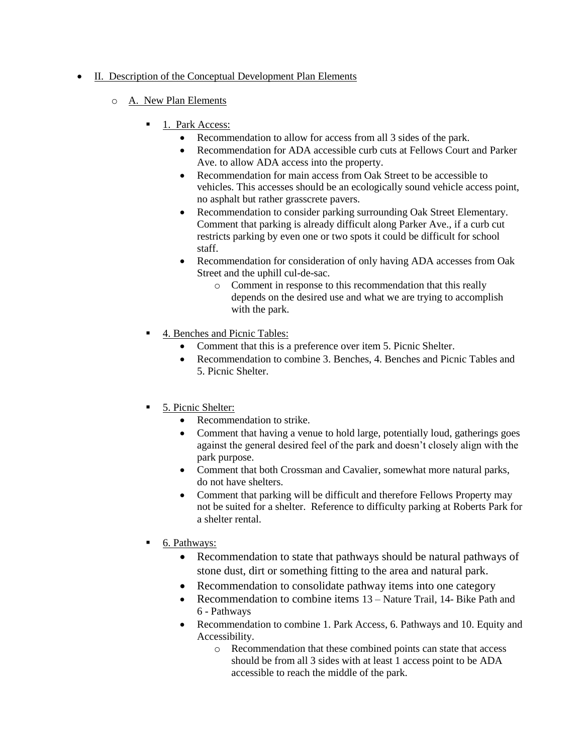- II. Description of the Conceptual Development Plan Elements

  - A. New Plan Elements

    - 1. Park Access:
      - Recommendation to allow for access from all 3 sides of the park.
      - Recommendation for ADA accessible curb cuts at Fellows Court and Parker Ave. to allow ADA access into the property.
      - Recommendation for main access from Oak Street to be accessible to vehicles. This accesses should be an ecologically sound vehicle access point, no asphalt but rather grasscrete pavers.
      - Recommendation to consider parking surrounding Oak Street Elementary. Comment that parking is already difficult along Parker Ave., if a curb cut restricts parking by even one or two spots it could be difficult for school staff.
      - Recommendation for consideration of only having ADA accesses from Oak Street and the uphill cul-de-sac.
        - Comment in response to this recommendation that this really depends on the desired use and what we are trying to accomplish with the park.

    - 4. Benches and Picnic Tables:
      - Comment that this is a preference over item 5. Picnic Shelter.
      - Recommendation to combine 3. Benches, 4. Benches and Picnic Tables and 5. Picnic Shelter.

    - 5. Picnic Shelter:
      - Recommendation to strike.
      - Comment that having a venue to hold large, potentially loud, gatherings goes against the general desired feel of the park and doesn't closely align with the park purpose.
      - Comment that both Crossman and Cavalier, somewhat more natural parks, do not have shelters.
      - Comment that parking will be difficult and therefore Fellows Property may not be suited for a shelter. Reference to difficulty parking at Roberts Park for a shelter rental.

    - 6. Pathways:
      - Recommendation to state that pathways should be natural pathways of stone dust, dirt or something fitting to the area and natural park.
      - Recommendation to consolidate pathway items into one category
      - Recommendation to combine items 13 – Nature Trail, 14- Bike Path and 6 - Pathways
      - Recommendation to combine 1. Park Access, 6. Pathways and 10. Equity and Accessibility.
        - Recommendation that these combined points can state that access should be from all 3 sides with at least 1 access point to be ADA accessible to reach the middle of the park.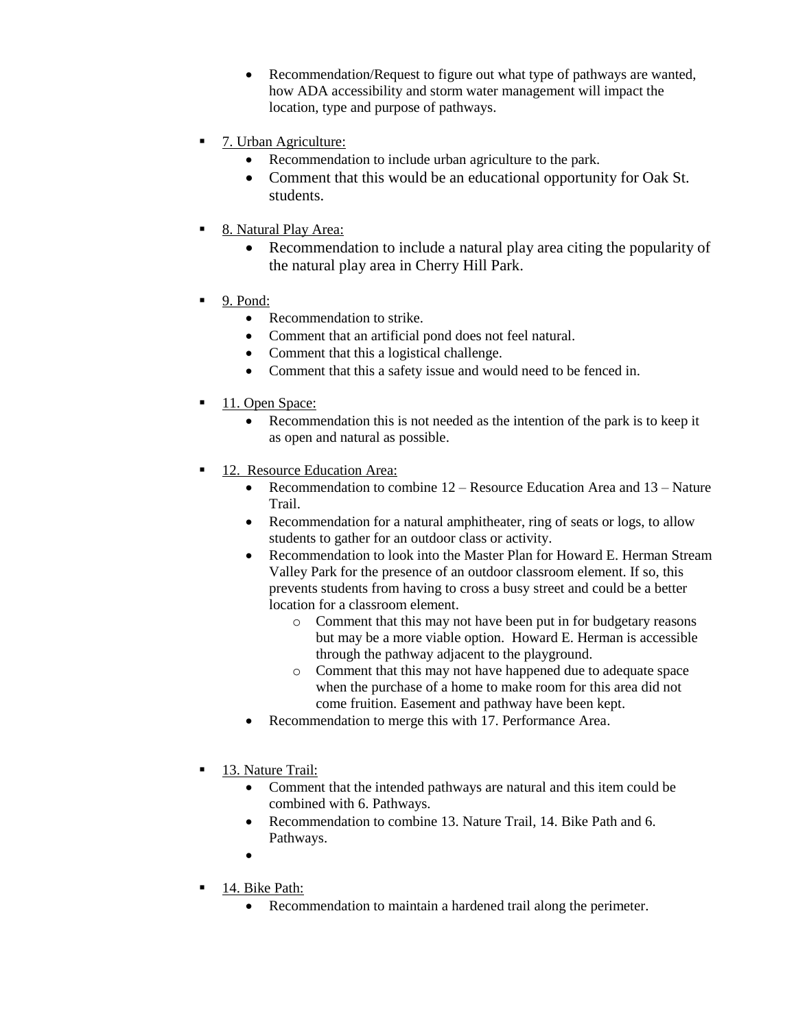- Recommendation/Request to figure out what type of pathways are wanted, how ADA accessibility and storm water management will impact the location, type and purpose of pathways.

- 7. Urban Agriculture:
  - Recommendation to include urban agriculture to the park.
  - Comment that this would be an educational opportunity for Oak St. students.

- 8. Natural Play Area:
  - Recommendation to include a natural play area citing the popularity of the natural play area in Cherry Hill Park.

- 9. Pond:
  - Recommendation to strike.
  - Comment that an artificial pond does not feel natural.
  - Comment that this a logistical challenge.
  - Comment that this a safety issue and would need to be fenced in.

- 11. Open Space:
  - Recommendation this is not needed as the intention of the park is to keep it as open and natural as possible.

- 12. Resource Education Area:
  - Recommendation to combine 12 – Resource Education Area and 13 – Nature Trail.
  - Recommendation for a natural amphitheater, ring of seats or logs, to allow students to gather for an outdoor class or activity.
  - Recommendation to look into the Master Plan for Howard E. Herman Stream Valley Park for the presence of an outdoor classroom element. If so, this prevents students from having to cross a busy street and could be a better location for a classroom element.
    - Comment that this may not have been put in for budgetary reasons but may be a more viable option. Howard E. Herman is accessible through the pathway adjacent to the playground.
    - Comment that this may not have happened due to adequate space when the purchase of a home to make room for this area did not come fruition. Easement and pathway have been kept.
  - Recommendation to merge this with 17. Performance Area.

- 13. Nature Trail:
  - Comment that the intended pathways are natural and this item could be combined with 6. Pathways.
  - Recommendation to combine 13. Nature Trail, 14. Bike Path and 6. Pathways.

- 14. Bike Path:
  - Recommendation to maintain a hardened trail along the perimeter.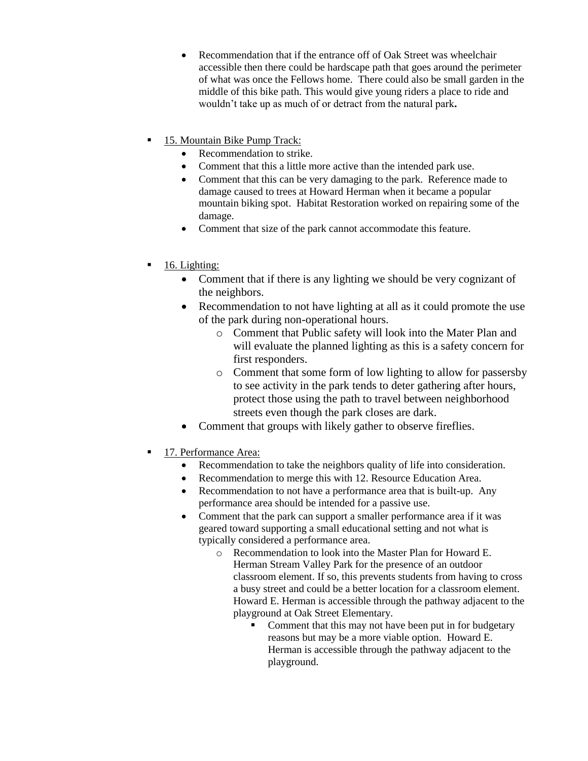- Recommendation that if the entrance off of Oak Street was wheelchair accessible then there could be hardscape path that goes around the perimeter of what was once the Fellows home. There could also be small garden in the middle of this bike path. This would give young riders a place to ride and wouldn't take up as much of or detract from the natural park**.**

- <u>15. Mountain Bike Pump Track:</u>
  - Recommendation to strike.
  - Comment that this a little more active than the intended park use.
  - Comment that this can be very damaging to the park. Reference made to damage caused to trees at Howard Herman when it became a popular mountain biking spot. Habitat Restoration worked on repairing some of the damage.
  - Comment that size of the park cannot accommodate this feature.

- <u>16. Lighting:</u>
  - Comment that if there is any lighting we should be very cognizant of the neighbors.
  - Recommendation to not have lighting at all as it could promote the use of the park during non-operational hours.
    - Comment that Public safety will look into the Mater Plan and will evaluate the planned lighting as this is a safety concern for first responders.
    - Comment that some form of low lighting to allow for passersby to see activity in the park tends to deter gathering after hours, protect those using the path to travel between neighborhood streets even though the park closes are dark.
  - Comment that groups with likely gather to observe fireflies.

- <u>17. Performance Area:</u>
  - Recommendation to take the neighbors quality of life into consideration.
  - Recommendation to merge this with 12. Resource Education Area.
  - Recommendation to not have a performance area that is built-up. Any performance area should be intended for a passive use.
  - Comment that the park can support a smaller performance area if it was geared toward supporting a small educational setting and not what is typically considered a performance area.
    - Recommendation to look into the Master Plan for Howard E. Herman Stream Valley Park for the presence of an outdoor classroom element. If so, this prevents students from having to cross a busy street and could be a better location for a classroom element. Howard E. Herman is accessible through the pathway adjacent to the playground at Oak Street Elementary.
      - Comment that this may not have been put in for budgetary reasons but may be a more viable option. Howard E. Herman is accessible through the pathway adjacent to the playground.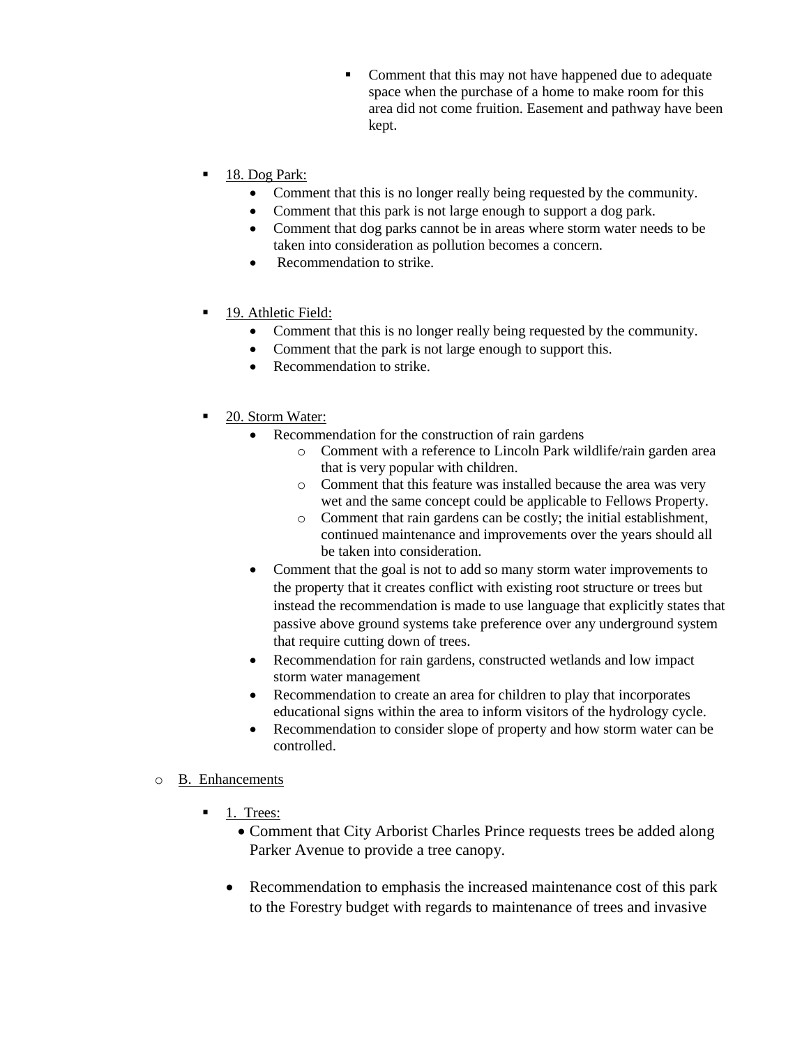- Comment that this may not have happened due to adequate space when the purchase of a home to make room for this area did not come fruition. Easement and pathway have been kept.

    - 18. Dog Park:
      - Comment that this is no longer really being requested by the community.
      - Comment that this park is not large enough to support a dog park.
      - Comment that dog parks cannot be in areas where storm water needs to be taken into consideration as pollution becomes a concern.
      - Recommendation to strike.

    - 19. Athletic Field:
      - Comment that this is no longer really being requested by the community.
      - Comment that the park is not large enough to support this.
      - Recommendation to strike.

    - 20. Storm Water:
      - Recommendation for the construction of rain gardens
        - Comment with a reference to Lincoln Park wildlife/rain garden area that is very popular with children.
        - Comment that this feature was installed because the area was very wet and the same concept could be applicable to Fellows Property.
        - Comment that rain gardens can be costly; the initial establishment, continued maintenance and improvements over the years should all be taken into consideration.
      - Comment that the goal is not to add so many storm water improvements to the property that it creates conflict with existing root structure or trees but instead the recommendation is made to use language that explicitly states that passive above ground systems take preference over any underground system that require cutting down of trees.
      - Recommendation for rain gardens, constructed wetlands and low impact storm water management
      - Recommendation to create an area for children to play that incorporates educational signs within the area to inform visitors of the hydrology cycle.
      - Recommendation to consider slope of property and how storm water can be controlled.

- B. Enhancements

    - 1. Trees:
      - Comment that City Arborist Charles Prince requests trees be added along Parker Avenue to provide a tree canopy.

      - Recommendation to emphasis the increased maintenance cost of this park to the Forestry budget with regards to maintenance of trees and invasive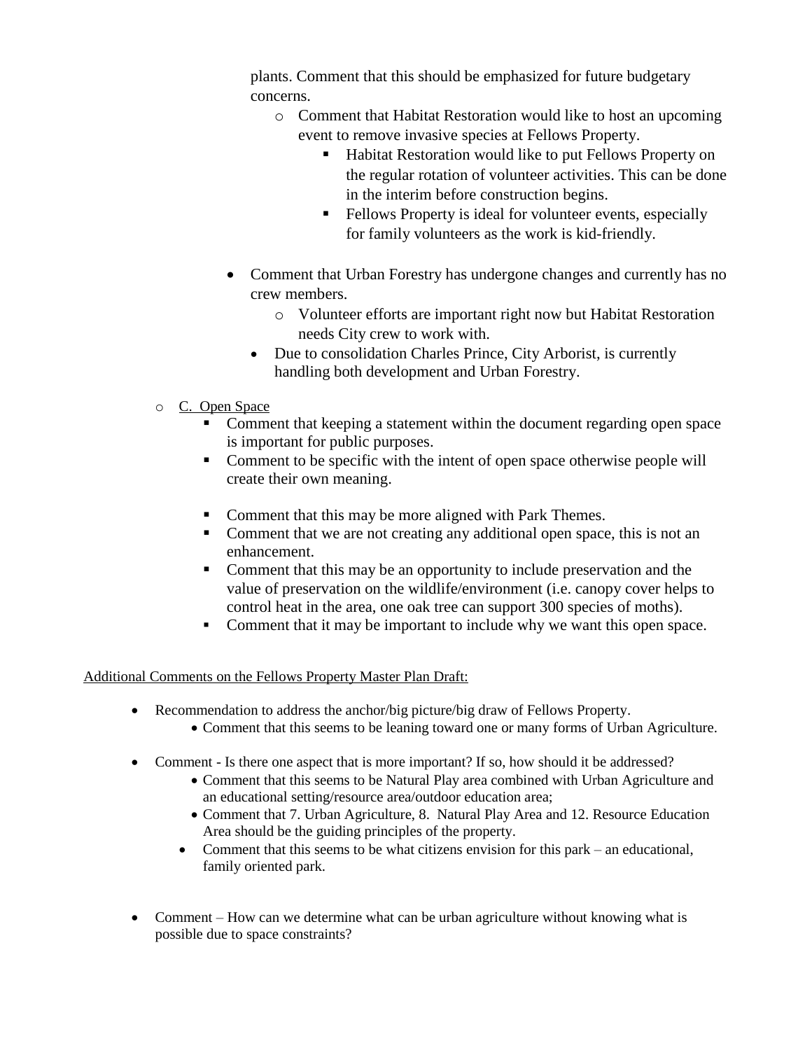plants. Comment that this should be emphasized for future budgetary concerns.

- Comment that Habitat Restoration would like to host an upcoming event to remove invasive species at Fellows Property.
  - Habitat Restoration would like to put Fellows Property on the regular rotation of volunteer activities. This can be done in the interim before construction begins.
  - Fellows Property is ideal for volunteer events, especially for family volunteers as the work is kid-friendly.

- Comment that Urban Forestry has undergone changes and currently has no crew members.
  - Volunteer efforts are important right now but Habitat Restoration needs City crew to work with.
- Due to consolidation Charles Prince, City Arborist, is currently handling both development and Urban Forestry.

- C. Open Space
  - Comment that keeping a statement within the document regarding open space is important for public purposes.
  - Comment to be specific with the intent of open space otherwise people will create their own meaning.

  - Comment that this may be more aligned with Park Themes.
  - Comment that we are not creating any additional open space, this is not an enhancement.
  - Comment that this may be an opportunity to include preservation and the value of preservation on the wildlife/environment (i.e. canopy cover helps to control heat in the area, one oak tree can support 300 species of moths).
  - Comment that it may be important to include why we want this open space.

Additional Comments on the Fellows Property Master Plan Draft:

- Recommendation to address the anchor/big picture/big draw of Fellows Property.
  - Comment that this seems to be leaning toward one or many forms of Urban Agriculture.

- Comment - Is there one aspect that is more important? If so, how should it be addressed?
  - Comment that this seems to be Natural Play area combined with Urban Agriculture and an educational setting/resource area/outdoor education area;
  - Comment that 7. Urban Agriculture, 8. Natural Play Area and 12. Resource Education Area should be the guiding principles of the property.
  - Comment that this seems to be what citizens envision for this park – an educational, family oriented park.

- Comment – How can we determine what can be urban agriculture without knowing what is possible due to space constraints?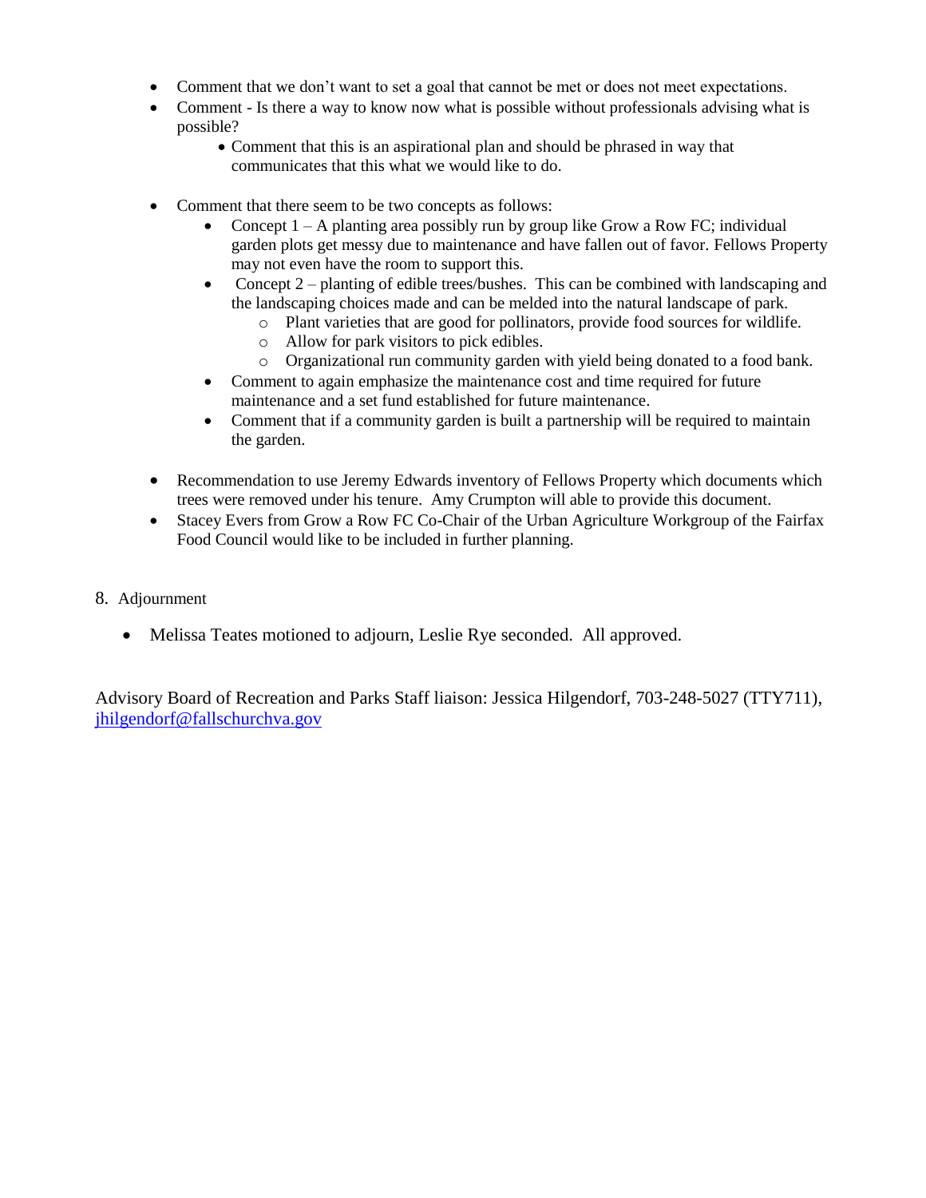- Comment that we don't want to set a goal that cannot be met or does not meet expectations.
- Comment - Is there a way to know now what is possible without professionals advising what is possible?
  - Comment that this is an aspirational plan and should be phrased in way that communicates that this what we would like to do.

- Comment that there seem to be two concepts as follows:
  - Concept 1 – A planting area possibly run by group like Grow a Row FC; individual garden plots get messy due to maintenance and have fallen out of favor. Fellows Property may not even have the room to support this.
  - Concept 2 – planting of edible trees/bushes. This can be combined with landscaping and the landscaping choices made and can be melded into the natural landscape of park.
    - Plant varieties that are good for pollinators, provide food sources for wildlife.
    - Allow for park visitors to pick edibles.
    - Organizational run community garden with yield being donated to a food bank.
  - Comment to again emphasize the maintenance cost and time required for future maintenance and a set fund established for future maintenance.
  - Comment that if a community garden is built a partnership will be required to maintain the garden.

- Recommendation to use Jeremy Edwards inventory of Fellows Property which documents which trees were removed under his tenure. Amy Crumpton will able to provide this document.
- Stacey Evers from Grow a Row FC Co-Chair of the Urban Agriculture Workgroup of the Fairfax Food Council would like to be included in further planning.

8. Adjournment

- Melissa Teates motioned to adjourn, Leslie Rye seconded. All approved.

Advisory Board of Recreation and Parks Staff liaison: Jessica Hilgendorf, 703-248-5027 (TTY711), jhilgendorf@fallschurchva.gov